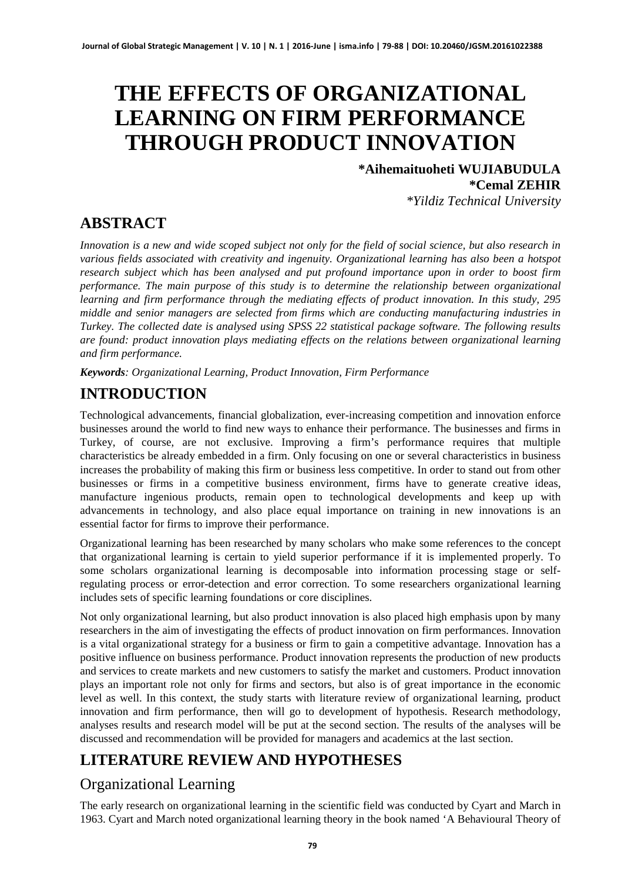# THE EFFECTS OF ORGANIZATIONAL LEARNING ON FIRM PERFORMANCE THROUGH PRODUCT INNOVATION

**\*Aihemaituoheti WUJIABUDULA**
**\*Cemal ZEHIR**
*\*Yildiz Technical University*

## ABSTRACT

*Innovation is a new and wide scoped subject not only for the field of social science, but also research in various fields associated with creativity and ingenuity. Organizational learning has also been a hotspot research subject which has been analysed and put profound importance upon in order to boost firm performance. The main purpose of this study is to determine the relationship between organizational learning and firm performance through the mediating effects of product innovation. In this study, 295 middle and senior managers are selected from firms which are conducting manufacturing industries in Turkey. The collected date is analysed using SPSS 22 statistical package software. The following results are found: product innovation plays mediating effects on the relations between organizational learning and firm performance.*

***Keywords**: Organizational Learning, Product Innovation, Firm Performance*

## INTRODUCTION

Technological advancements, financial globalization, ever-increasing competition and innovation enforce businesses around the world to find new ways to enhance their performance. The businesses and firms in Turkey, of course, are not exclusive. Improving a firm's performance requires that multiple characteristics be already embedded in a firm. Only focusing on one or several characteristics in business increases the probability of making this firm or business less competitive. In order to stand out from other businesses or firms in a competitive business environment, firms have to generate creative ideas, manufacture ingenious products, remain open to technological developments and keep up with advancements in technology, and also place equal importance on training in new innovations is an essential factor for firms to improve their performance.

Organizational learning has been researched by many scholars who make some references to the concept that organizational learning is certain to yield superior performance if it is implemented properly. To some scholars organizational learning is decomposable into information processing stage or self-regulating process or error-detection and error correction. To some researchers organizational learning includes sets of specific learning foundations or core disciplines.

Not only organizational learning, but also product innovation is also placed high emphasis upon by many researchers in the aim of investigating the effects of product innovation on firm performances. Innovation is a vital organizational strategy for a business or firm to gain a competitive advantage. Innovation has a positive influence on business performance. Product innovation represents the production of new products and services to create markets and new customers to satisfy the market and customers. Product innovation plays an important role not only for firms and sectors, but also is of great importance in the economic level as well. In this context, the study starts with literature review of organizational learning, product innovation and firm performance, then will go to development of hypothesis. Research methodology, analyses results and research model will be put at the second section. The results of the analyses will be discussed and recommendation will be provided for managers and academics at the last section.

## LITERATURE REVIEW AND HYPOTHESES

### Organizational Learning

The early research on organizational learning in the scientific field was conducted by Cyart and March in 1963. Cyart and March noted organizational learning theory in the book named 'A Behavioural Theory of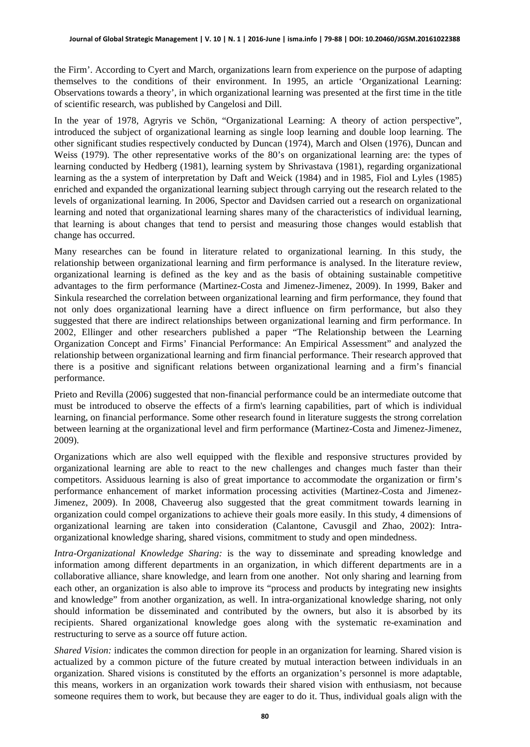the Firm'. According to Cyert and March, organizations learn from experience on the purpose of adapting themselves to the conditions of their environment. In 1995, an article 'Organizational Learning: Observations towards a theory', in which organizational learning was presented at the first time in the title of scientific research, was published by Cangelosi and Dill.

In the year of 1978, Agryris ve Schön, "Organizational Learning: A theory of action perspective", introduced the subject of organizational learning as single loop learning and double loop learning. The other significant studies respectively conducted by Duncan (1974), March and Olsen (1976), Duncan and Weiss (1979). The other representative works of the 80's on organizational learning are: the types of learning conducted by Hedberg (1981), learning system by Shrivastava (1981), regarding organizational learning as the a system of interpretation by Daft and Weick (1984) and in 1985, Fiol and Lyles (1985) enriched and expanded the organizational learning subject through carrying out the research related to the levels of organizational learning. In 2006, Spector and Davidsen carried out a research on organizational learning and noted that organizational learning shares many of the characteristics of individual learning, that learning is about changes that tend to persist and measuring those changes would establish that change has occurred.

Many researches can be found in literature related to organizational learning. In this study, the relationship between organizational learning and firm performance is analysed. In the literature review, organizational learning is defined as the key and as the basis of obtaining sustainable competitive advantages to the firm performance (Martinez-Costa and Jimenez-Jimenez, 2009). In 1999, Baker and Sinkula researched the correlation between organizational learning and firm performance, they found that not only does organizational learning have a direct influence on firm performance, but also they suggested that there are indirect relationships between organizational learning and firm performance. In 2002, Ellinger and other researchers published a paper "The Relationship between the Learning Organization Concept and Firms' Financial Performance: An Empirical Assessment" and analyzed the relationship between organizational learning and firm financial performance. Their research approved that there is a positive and significant relations between organizational learning and a firm's financial performance.

Prieto and Revilla (2006) suggested that non-financial performance could be an intermediate outcome that must be introduced to observe the effects of a firm's learning capabilities, part of which is individual learning, on financial performance. Some other research found in literature suggests the strong correlation between learning at the organizational level and firm performance (Martinez-Costa and Jimenez-Jimenez, 2009).

Organizations which are also well equipped with the flexible and responsive structures provided by organizational learning are able to react to the new challenges and changes much faster than their competitors. Assiduous learning is also of great importance to accommodate the organization or firm's performance enhancement of market information processing activities (Martinez-Costa and Jimenez-Jimenez, 2009). In 2008, Chaveerug also suggested that the great commitment towards learning in organization could compel organizations to achieve their goals more easily. In this study, 4 dimensions of organizational learning are taken into consideration (Calantone, Cavusgil and Zhao, 2002): Intra-organizational knowledge sharing, shared visions, commitment to study and open mindedness.

*Intra-Organizational Knowledge Sharing:* is the way to disseminate and spreading knowledge and information among different departments in an organization, in which different departments are in a collaborative alliance, share knowledge, and learn from one another. Not only sharing and learning from each other, an organization is also able to improve its "process and products by integrating new insights and knowledge" from another organization, as well. In intra-organizational knowledge sharing, not only should information be disseminated and contributed by the owners, but also it is absorbed by its recipients. Shared organizational knowledge goes along with the systematic re-examination and restructuring to serve as a source off future action.

*Shared Vision:* indicates the common direction for people in an organization for learning. Shared vision is actualized by a common picture of the future created by mutual interaction between individuals in an organization. Shared visions is constituted by the efforts an organization's personnel is more adaptable, this means, workers in an organization work towards their shared vision with enthusiasm, not because someone requires them to work, but because they are eager to do it. Thus, individual goals align with the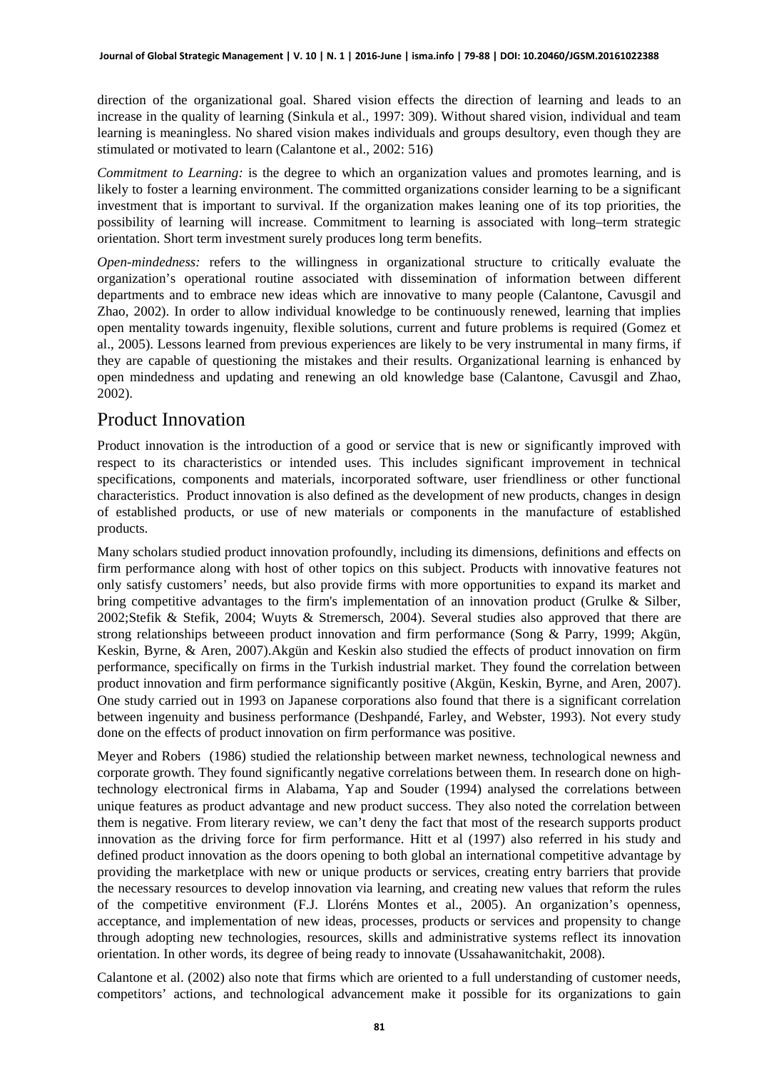direction of the organizational goal. Shared vision effects the direction of learning and leads to an increase in the quality of learning (Sinkula et al., 1997: 309). Without shared vision, individual and team learning is meaningless. No shared vision makes individuals and groups desultory, even though they are stimulated or motivated to learn (Calantone et al., 2002: 516)

*Commitment to Learning:* is the degree to which an organization values and promotes learning, and is likely to foster a learning environment. The committed organizations consider learning to be a significant investment that is important to survival. If the organization makes leaning one of its top priorities, the possibility of learning will increase. Commitment to learning is associated with long–term strategic orientation. Short term investment surely produces long term benefits.

*Open-mindedness:* refers to the willingness in organizational structure to critically evaluate the organization's operational routine associated with dissemination of information between different departments and to embrace new ideas which are innovative to many people (Calantone, Cavusgil and Zhao, 2002). In order to allow individual knowledge to be continuously renewed, learning that implies open mentality towards ingenuity, flexible solutions, current and future problems is required (Gomez et al., 2005). Lessons learned from previous experiences are likely to be very instrumental in many firms, if they are capable of questioning the mistakes and their results. Organizational learning is enhanced by open mindedness and updating and renewing an old knowledge base (Calantone, Cavusgil and Zhao, 2002).

## Product Innovation

Product innovation is the introduction of a good or service that is new or significantly improved with respect to its characteristics or intended uses. This includes significant improvement in technical specifications, components and materials, incorporated software, user friendliness or other functional characteristics. Product innovation is also defined as the development of new products, changes in design of established products, or use of new materials or components in the manufacture of established products.

Many scholars studied product innovation profoundly, including its dimensions, definitions and effects on firm performance along with host of other topics on this subject. Products with innovative features not only satisfy customers' needs, but also provide firms with more opportunities to expand its market and bring competitive advantages to the firm's implementation of an innovation product (Grulke & Silber, 2002;Stefik & Stefik, 2004; Wuyts & Stremersch, 2004). Several studies also approved that there are strong relationships betweeen product innovation and firm performance (Song & Parry, 1999; Akgün, Keskin, Byrne, & Aren, 2007).Akgün and Keskin also studied the effects of product innovation on firm performance, specifically on firms in the Turkish industrial market. They found the correlation between product innovation and firm performance significantly positive (Akgün, Keskin, Byrne, and Aren, 2007). One study carried out in 1993 on Japanese corporations also found that there is a significant correlation between ingenuity and business performance (Deshpandé, Farley, and Webster, 1993). Not every study done on the effects of product innovation on firm performance was positive.

Meyer and Robers (1986) studied the relationship between market newness, technological newness and corporate growth. They found significantly negative correlations between them. In research done on high-technology electronical firms in Alabama, Yap and Souder (1994) analysed the correlations between unique features as product advantage and new product success. They also noted the correlation between them is negative. From literary review, we can't deny the fact that most of the research supports product innovation as the driving force for firm performance. Hitt et al (1997) also referred in his study and defined product innovation as the doors opening to both global an international competitive advantage by providing the marketplace with new or unique products or services, creating entry barriers that provide the necessary resources to develop innovation via learning, and creating new values that reform the rules of the competitive environment (F.J. Lloréns Montes et al., 2005). An organization's openness, acceptance, and implementation of new ideas, processes, products or services and propensity to change through adopting new technologies, resources, skills and administrative systems reflect its innovation orientation. In other words, its degree of being ready to innovate (Ussahawanitchakit, 2008).

Calantone et al. (2002) also note that firms which are oriented to a full understanding of customer needs, competitors' actions, and technological advancement make it possible for its organizations to gain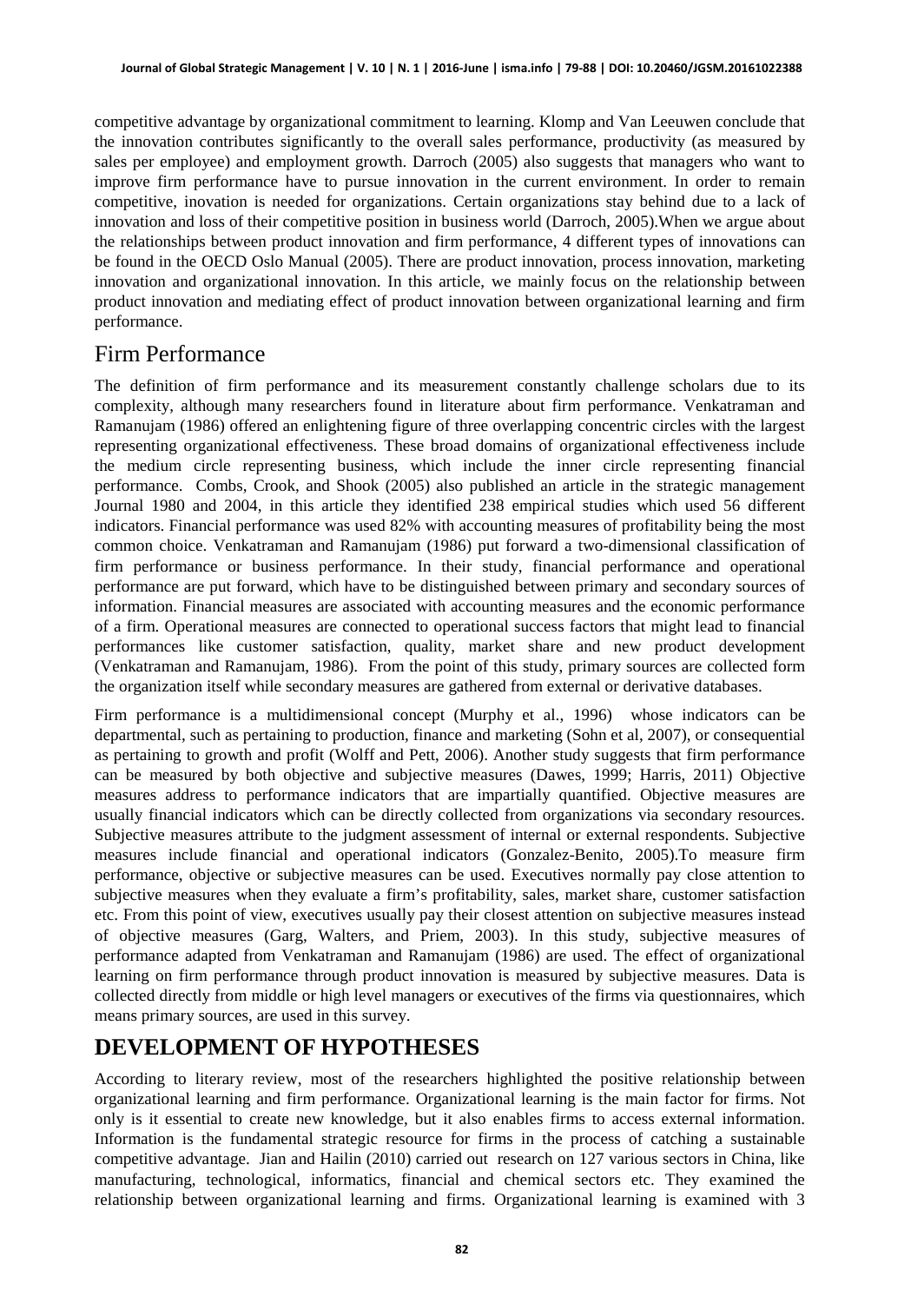competitive advantage by organizational commitment to learning. Klomp and Van Leeuwen conclude that the innovation contributes significantly to the overall sales performance, productivity (as measured by sales per employee) and employment growth. Darroch (2005) also suggests that managers who want to improve firm performance have to pursue innovation in the current environment. In order to remain competitive, inovation is needed for organizations. Certain organizations stay behind due to a lack of innovation and loss of their competitive position in business world (Darroch, 2005).When we argue about the relationships between product innovation and firm performance, 4 different types of innovations can be found in the OECD Oslo Manual (2005). There are product innovation, process innovation, marketing innovation and organizational innovation. In this article, we mainly focus on the relationship between product innovation and mediating effect of product innovation between organizational learning and firm performance.

## Firm Performance

The definition of firm performance and its measurement constantly challenge scholars due to its complexity, although many researchers found in literature about firm performance. Venkatraman and Ramanujam (1986) offered an enlightening figure of three overlapping concentric circles with the largest representing organizational effectiveness. These broad domains of organizational effectiveness include the medium circle representing business, which include the inner circle representing financial performance. Combs, Crook, and Shook (2005) also published an article in the strategic management Journal 1980 and 2004, in this article they identified 238 empirical studies which used 56 different indicators. Financial performance was used 82% with accounting measures of profitability being the most common choice. Venkatraman and Ramanujam (1986) put forward a two-dimensional classification of firm performance or business performance. In their study, financial performance and operational performance are put forward, which have to be distinguished between primary and secondary sources of information. Financial measures are associated with accounting measures and the economic performance of a firm. Operational measures are connected to operational success factors that might lead to financial performances like customer satisfaction, quality, market share and new product development (Venkatraman and Ramanujam, 1986). From the point of this study, primary sources are collected form the organization itself while secondary measures are gathered from external or derivative databases.

Firm performance is a multidimensional concept (Murphy et al., 1996) whose indicators can be departmental, such as pertaining to production, finance and marketing (Sohn et al, 2007), or consequential as pertaining to growth and profit (Wolff and Pett, 2006). Another study suggests that firm performance can be measured by both objective and subjective measures (Dawes, 1999; Harris, 2011) Objective measures address to performance indicators that are impartially quantified. Objective measures are usually financial indicators which can be directly collected from organizations via secondary resources. Subjective measures attribute to the judgment assessment of internal or external respondents. Subjective measures include financial and operational indicators (Gonzalez-Benito, 2005).To measure firm performance, objective or subjective measures can be used. Executives normally pay close attention to subjective measures when they evaluate a firm's profitability, sales, market share, customer satisfaction etc. From this point of view, executives usually pay their closest attention on subjective measures instead of objective measures (Garg, Walters, and Priem, 2003). In this study, subjective measures of performance adapted from Venkatraman and Ramanujam (1986) are used. The effect of organizational learning on firm performance through product innovation is measured by subjective measures. Data is collected directly from middle or high level managers or executives of the firms via questionnaires, which means primary sources, are used in this survey.

# DEVELOPMENT OF HYPOTHESES

According to literary review, most of the researchers highlighted the positive relationship between organizational learning and firm performance. Organizational learning is the main factor for firms. Not only is it essential to create new knowledge, but it also enables firms to access external information. Information is the fundamental strategic resource for firms in the process of catching a sustainable competitive advantage. Jian and Hailin (2010) carried out research on 127 various sectors in China, like manufacturing, technological, informatics, financial and chemical sectors etc. They examined the relationship between organizational learning and firms. Organizational learning is examined with 3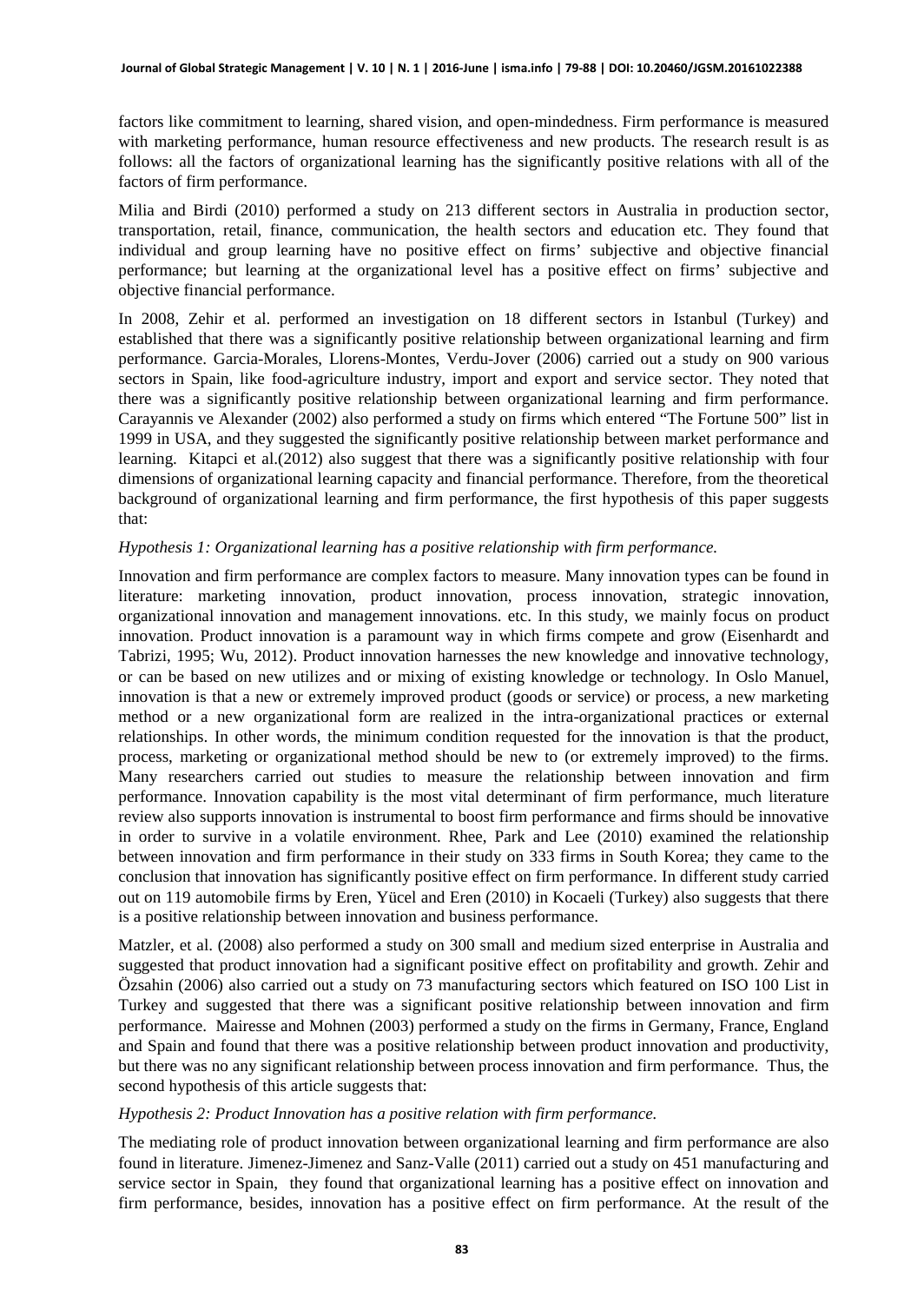factors like commitment to learning, shared vision, and open-mindedness. Firm performance is measured with marketing performance, human resource effectiveness and new products. The research result is as follows: all the factors of organizational learning has the significantly positive relations with all of the factors of firm performance.

Milia and Birdi (2010) performed a study on 213 different sectors in Australia in production sector, transportation, retail, finance, communication, the health sectors and education etc. They found that individual and group learning have no positive effect on firms' subjective and objective financial performance; but learning at the organizational level has a positive effect on firms' subjective and objective financial performance.

In 2008, Zehir et al. performed an investigation on 18 different sectors in Istanbul (Turkey) and established that there was a significantly positive relationship between organizational learning and firm performance. Garcia-Morales, Llorens-Montes, Verdu-Jover (2006) carried out a study on 900 various sectors in Spain, like food-agriculture industry, import and export and service sector. They noted that there was a significantly positive relationship between organizational learning and firm performance. Carayannis ve Alexander (2002) also performed a study on firms which entered "The Fortune 500" list in 1999 in USA, and they suggested the significantly positive relationship between market performance and learning. Kitapci et al.(2012) also suggest that there was a significantly positive relationship with four dimensions of organizational learning capacity and financial performance. Therefore, from the theoretical background of organizational learning and firm performance, the first hypothesis of this paper suggests that:

*Hypothesis 1: Organizational learning has a positive relationship with firm performance.*

Innovation and firm performance are complex factors to measure. Many innovation types can be found in literature: marketing innovation, product innovation, process innovation, strategic innovation, organizational innovation and management innovations. etc. In this study, we mainly focus on product innovation. Product innovation is a paramount way in which firms compete and grow (Eisenhardt and Tabrizi, 1995; Wu, 2012). Product innovation harnesses the new knowledge and innovative technology, or can be based on new utilizes and or mixing of existing knowledge or technology. In Oslo Manuel, innovation is that a new or extremely improved product (goods or service) or process, a new marketing method or a new organizational form are realized in the intra-organizational practices or external relationships. In other words, the minimum condition requested for the innovation is that the product, process, marketing or organizational method should be new to (or extremely improved) to the firms. Many researchers carried out studies to measure the relationship between innovation and firm performance. Innovation capability is the most vital determinant of firm performance, much literature review also supports innovation is instrumental to boost firm performance and firms should be innovative in order to survive in a volatile environment. Rhee, Park and Lee (2010) examined the relationship between innovation and firm performance in their study on 333 firms in South Korea; they came to the conclusion that innovation has significantly positive effect on firm performance. In different study carried out on 119 automobile firms by Eren, Yücel and Eren (2010) in Kocaeli (Turkey) also suggests that there is a positive relationship between innovation and business performance.

Matzler, et al. (2008) also performed a study on 300 small and medium sized enterprise in Australia and suggested that product innovation had a significant positive effect on profitability and growth. Zehir and Özsahin (2006) also carried out a study on 73 manufacturing sectors which featured on ISO 100 List in Turkey and suggested that there was a significant positive relationship between innovation and firm performance. Mairesse and Mohnen (2003) performed a study on the firms in Germany, France, England and Spain and found that there was a positive relationship between product innovation and productivity, but there was no any significant relationship between process innovation and firm performance. Thus, the second hypothesis of this article suggests that:

*Hypothesis 2: Product Innovation has a positive relation with firm performance.*

The mediating role of product innovation between organizational learning and firm performance are also found in literature. Jimenez-Jimenez and Sanz-Valle (2011) carried out a study on 451 manufacturing and service sector in Spain, they found that organizational learning has a positive effect on innovation and firm performance, besides, innovation has a positive effect on firm performance. At the result of the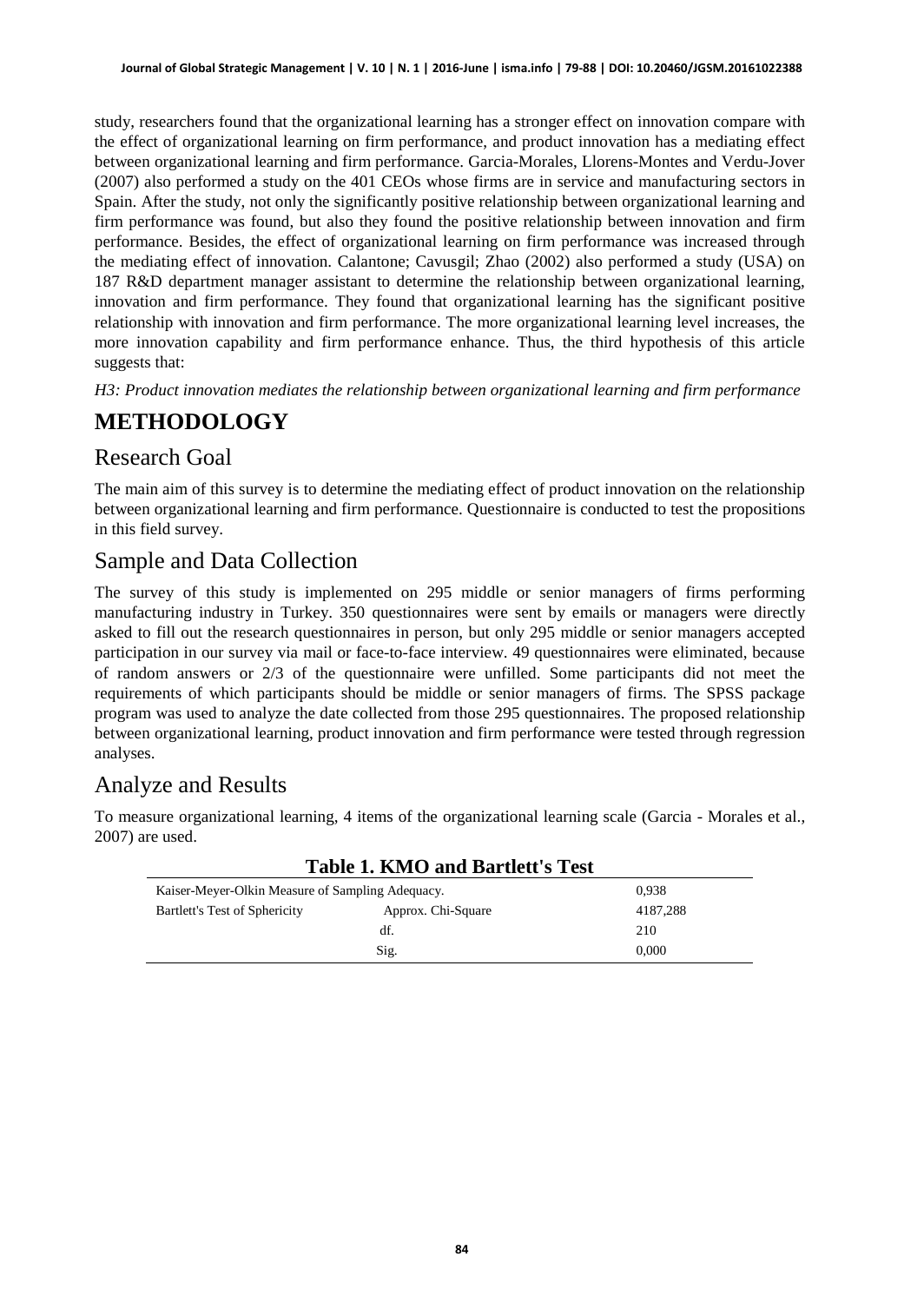study, researchers found that the organizational learning has a stronger effect on innovation compare with the effect of organizational learning on firm performance, and product innovation has a mediating effect between organizational learning and firm performance. Garcia-Morales, Llorens-Montes and Verdu-Jover (2007) also performed a study on the 401 CEOs whose firms are in service and manufacturing sectors in Spain. After the study, not only the significantly positive relationship between organizational learning and firm performance was found, but also they found the positive relationship between innovation and firm performance. Besides, the effect of organizational learning on firm performance was increased through the mediating effect of innovation. Calantone; Cavusgil; Zhao (2002) also performed a study (USA) on 187 R&D department manager assistant to determine the relationship between organizational learning, innovation and firm performance. They found that organizational learning has the significant positive relationship with innovation and firm performance. The more organizational learning level increases, the more innovation capability and firm performance enhance. Thus, the third hypothesis of this article suggests that:

*H3: Product innovation mediates the relationship between organizational learning and firm performance*

# METHODOLOGY

## Research Goal

The main aim of this survey is to determine the mediating effect of product innovation on the relationship between organizational learning and firm performance. Questionnaire is conducted to test the propositions in this field survey.

## Sample and Data Collection

The survey of this study is implemented on 295 middle or senior managers of firms performing manufacturing industry in Turkey. 350 questionnaires were sent by emails or managers were directly asked to fill out the research questionnaires in person, but only 295 middle or senior managers accepted participation in our survey via mail or face-to-face interview. 49 questionnaires were eliminated, because of random answers or 2/3 of the questionnaire were unfilled. Some participants did not meet the requirements of which participants should be middle or senior managers of firms. The SPSS package program was used to analyze the date collected from those 295 questionnaires. The proposed relationship between organizational learning, product innovation and firm performance were tested through regression analyses.

## Analyze and Results

To measure organizational learning, 4 items of the organizational learning scale (Garcia - Morales et al., 2007) are used.

**Table 1. KMO and Bartlett's Test**

| | | |
|---|---|---|
| Kaiser-Meyer-Olkin Measure of Sampling Adequacy. | | 0,938 |
| Bartlett's Test of Sphericity | Approx. Chi-Square | 4187,288 |
| | df. | 210 |
| | Sig. | 0,000 |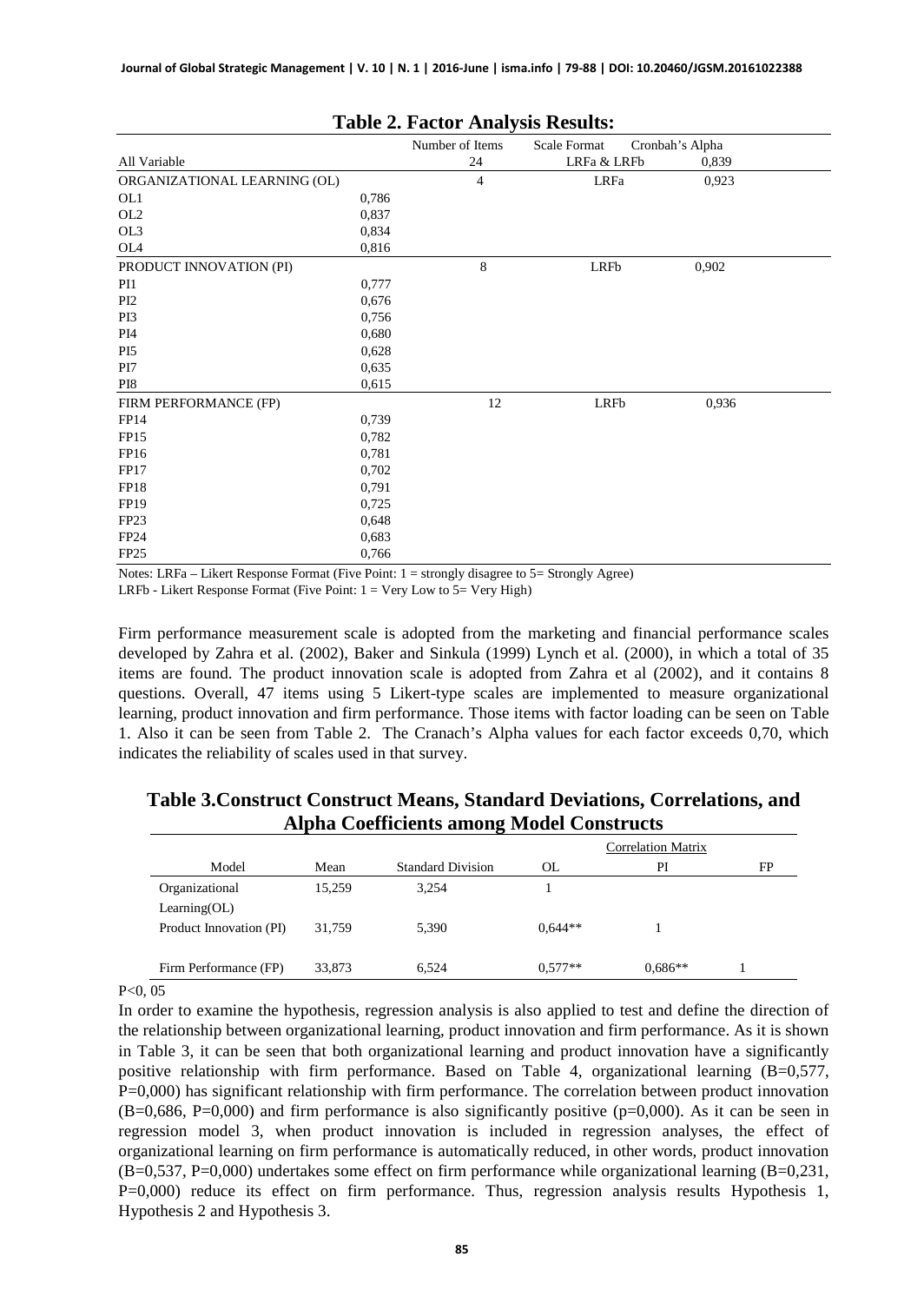**Table 2. Factor Analysis Results:**

| | | Number of Items | Scale Format | Cronbah's Alpha |
|---|---|---|---|---|
| All Variable | | 24 | LRFa & LRFb | 0,839 |
| ORGANIZATIONAL LEARNING (OL) | | 4 | LRFa | 0,923 |
| OL1 | 0,786 | | | |
| OL2 | 0,837 | | | |
| OL3 | 0,834 | | | |
| OL4 | 0,816 | | | |
| PRODUCT INNOVATION (PI) | | 8 | LRFb | 0,902 |
| PI1 | 0,777 | | | |
| PI2 | 0,676 | | | |
| PI3 | 0,756 | | | |
| PI4 | 0,680 | | | |
| PI5 | 0,628 | | | |
| PI7 | 0,635 | | | |
| PI8 | 0,615 | | | |
| FIRM PERFORMANCE (FP) | | 12 | LRFb | 0,936 |
| FP14 | 0,739 | | | |
| FP15 | 0,782 | | | |
| FP16 | 0,781 | | | |
| FP17 | 0,702 | | | |
| FP18 | 0,791 | | | |
| FP19 | 0,725 | | | |
| FP23 | 0,648 | | | |
| FP24 | 0,683 | | | |
| FP25 | 0,766 | | | |

Notes: LRFa – Likert Response Format (Five Point: 1 = strongly disagree to 5= Strongly Agree)
LRFb - Likert Response Format (Five Point: 1 = Very Low to 5= Very High)

Firm performance measurement scale is adopted from the marketing and financial performance scales developed by Zahra et al. (2002), Baker and Sinkula (1999) Lynch et al. (2000), in which a total of 35 items are found. The product innovation scale is adopted from Zahra et al (2002), and it contains 8 questions. Overall, 47 items using 5 Likert-type scales are implemented to measure organizational learning, product innovation and firm performance. Those items with factor loading can be seen on Table 1. Also it can be seen from Table 2. The Cranach's Alpha values for each factor exceeds 0,70, which indicates the reliability of scales used in that survey.

**Table 3.Construct Construct Means, Standard Deviations, Correlations, and Alpha Coefficients among Model Constructs**

| | | | Correlation Matrix | | |
|---|---|---|---|---|---|
| Model | Mean | Standard Division | OL | PI | FP |
| Organizational Learning(OL) | 15,259 | 3,254 | 1 | | |
| Product Innovation (PI) | 31,759 | 5,390 | 0,644** | 1 | |
| Firm Performance (FP) | 33,873 | 6,524 | 0,577** | 0,686** | 1 |

P<0, 05

In order to examine the hypothesis, regression analysis is also applied to test and define the direction of the relationship between organizational learning, product innovation and firm performance. As it is shown in Table 3, it can be seen that both organizational learning and product innovation have a significantly positive relationship with firm performance. Based on Table 4, organizational learning (B=0,577, P=0,000) has significant relationship with firm performance. The correlation between product innovation (B=0,686, P=0,000) and firm performance is also significantly positive (p=0,000). As it can be seen in regression model 3, when product innovation is included in regression analyses, the effect of organizational learning on firm performance is automatically reduced, in other words, product innovation (B=0,537, P=0,000) undertakes some effect on firm performance while organizational learning (B=0,231, P=0,000) reduce its effect on firm performance. Thus, regression analysis results Hypothesis 1, Hypothesis 2 and Hypothesis 3.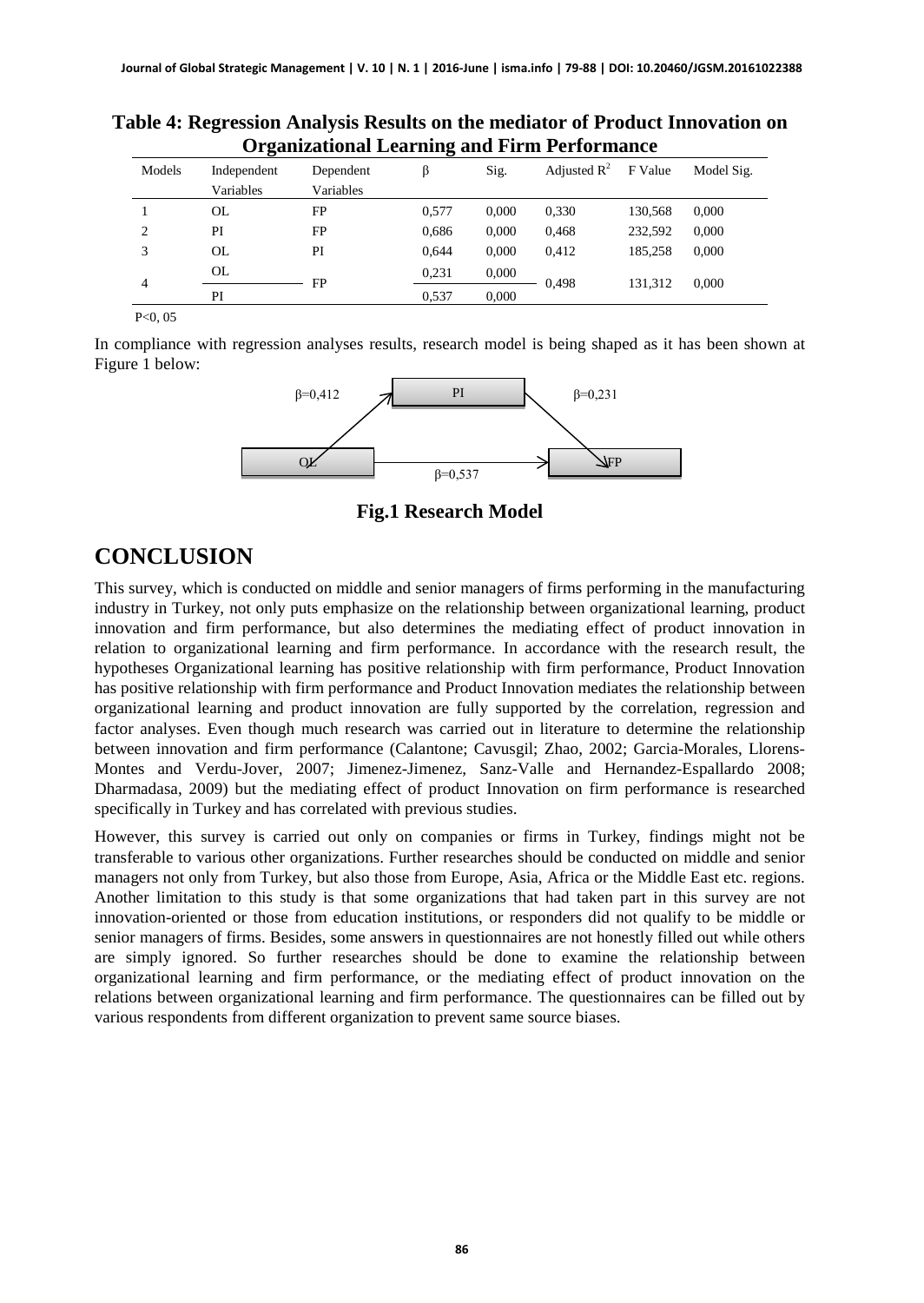**Table 4: Regression Analysis Results on the mediator of Product Innovation on Organizational Learning and Firm Performance**

| Models | Independent Variables | Dependent Variables | β | Sig. | Adjusted $R^2$ | F Value | Model Sig. |
|---|---|---|---|---|---|---|---|
| 1 | OL | FP | 0,577 | 0,000 | 0,330 | 130,568 | 0,000 |
| 2 | PI | FP | 0,686 | 0,000 | 0,468 | 232,592 | 0,000 |
| 3 | OL | PI | 0,644 | 0,000 | 0,412 | 185,258 | 0,000 |
| 4 | OL | FP | 0,231 | 0,000 | 0,498 | 131,312 | 0,000 |
| | PI | | 0,537 | 0,000 | | | |

P<0, 05

In compliance with regression analyses results, research model is being shaped as it has been shown at Figure 1 below:

OL → PI: β=0,412; PI → FP: β=0,231; OL → FP: β=0,537

**Fig.1 Research Model**

# CONCLUSION

This survey, which is conducted on middle and senior managers of firms performing in the manufacturing industry in Turkey, not only puts emphasize on the relationship between organizational learning, product innovation and firm performance, but also determines the mediating effect of product innovation in relation to organizational learning and firm performance. In accordance with the research result, the hypotheses Organizational learning has positive relationship with firm performance, Product Innovation has positive relationship with firm performance and Product Innovation mediates the relationship between organizational learning and product innovation are fully supported by the correlation, regression and factor analyses. Even though much research was carried out in literature to determine the relationship between innovation and firm performance (Calantone; Cavusgil; Zhao, 2002; Garcia-Morales, Llorens-Montes and Verdu-Jover, 2007; Jimenez-Jimenez, Sanz-Valle and Hernandez-Espallardo 2008; Dharmadasa, 2009) but the mediating effect of product Innovation on firm performance is researched specifically in Turkey and has correlated with previous studies.

However, this survey is carried out only on companies or firms in Turkey, findings might not be transferable to various other organizations. Further researches should be conducted on middle and senior managers not only from Turkey, but also those from Europe, Asia, Africa or the Middle East etc. regions. Another limitation to this study is that some organizations that had taken part in this survey are not innovation-oriented or those from education institutions, or responders did not qualify to be middle or senior managers of firms. Besides, some answers in questionnaires are not honestly filled out while others are simply ignored. So further researches should be done to examine the relationship between organizational learning and firm performance, or the mediating effect of product innovation on the relations between organizational learning and firm performance. The questionnaires can be filled out by various respondents from different organization to prevent same source biases.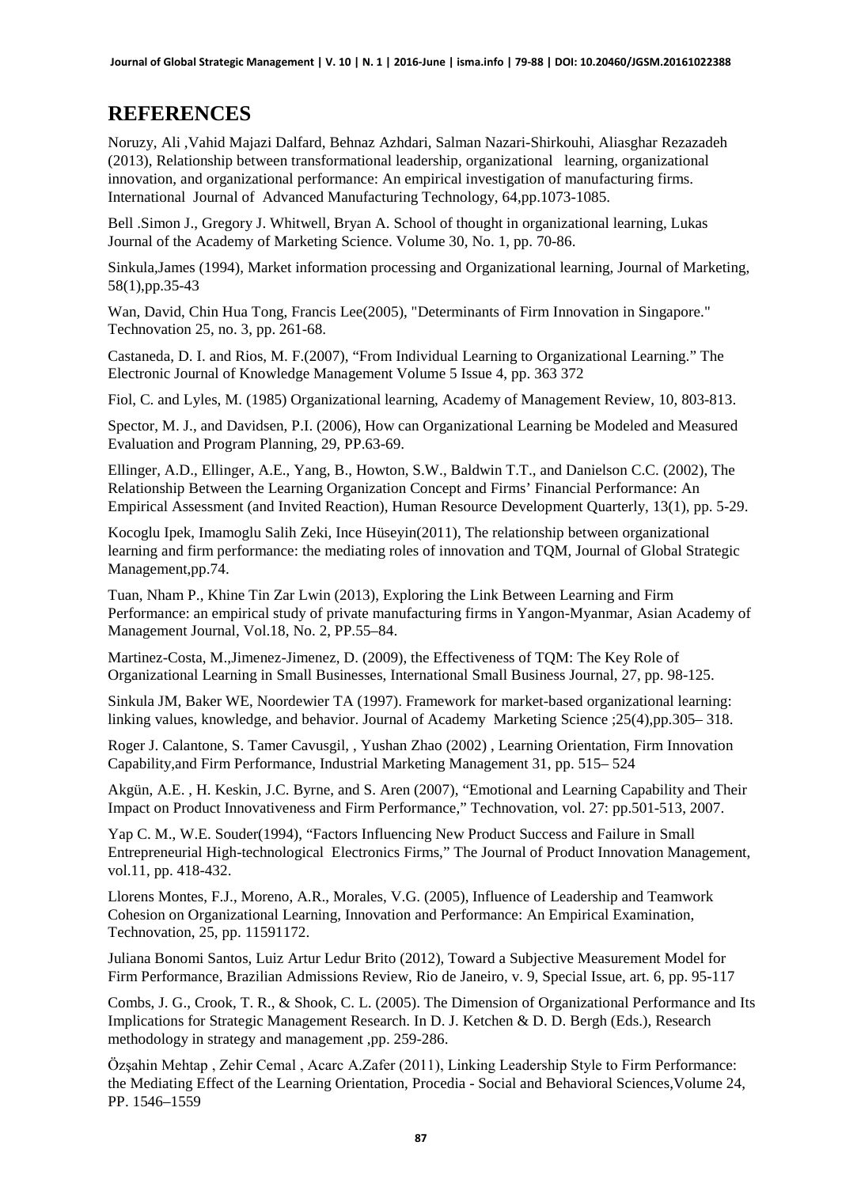## REFERENCES

Noruzy, Ali ,Vahid Majazi Dalfard, Behnaz Azhdari, Salman Nazari-Shirkouhi, Aliasghar Rezazadeh (2013), Relationship between transformational leadership, organizational learning, organizational innovation, and organizational performance: An empirical investigation of manufacturing firms. International Journal of Advanced Manufacturing Technology, 64,pp.1073-1085.

Bell .Simon J., Gregory J. Whitwell, Bryan A. School of thought in organizational learning, Lukas Journal of the Academy of Marketing Science. Volume 30, No. 1, pp. 70-86.

Sinkula,James (1994), Market information processing and Organizational learning, Journal of Marketing, 58(1),pp.35-43

Wan, David, Chin Hua Tong, Francis Lee(2005), "Determinants of Firm Innovation in Singapore." Technovation 25, no. 3, pp. 261-68.

Castaneda, D. I. and Rios, M. F.(2007), "From Individual Learning to Organizational Learning." The Electronic Journal of Knowledge Management Volume 5 Issue 4, pp. 363 372

Fiol, C. and Lyles, M. (1985) Organizational learning, Academy of Management Review, 10, 803-813.

Spector, M. J., and Davidsen, P.I. (2006), How can Organizational Learning be Modeled and Measured Evaluation and Program Planning, 29, PP.63-69.

Ellinger, A.D., Ellinger, A.E., Yang, B., Howton, S.W., Baldwin T.T., and Danielson C.C. (2002), The Relationship Between the Learning Organization Concept and Firms' Financial Performance: An Empirical Assessment (and Invited Reaction), Human Resource Development Quarterly, 13(1), pp. 5-29.

Kocoglu Ipek, Imamoglu Salih Zeki, Ince Hüseyin(2011), The relationship between organizational learning and firm performance: the mediating roles of innovation and TQM, Journal of Global Strategic Management,pp.74.

Tuan, Nham P., Khine Tin Zar Lwin (2013), Exploring the Link Between Learning and Firm Performance: an empirical study of private manufacturing firms in Yangon-Myanmar, Asian Academy of Management Journal, Vol.18, No. 2, PP.55–84.

Martinez-Costa, M.,Jimenez-Jimenez, D. (2009), the Effectiveness of TQM: The Key Role of Organizational Learning in Small Businesses, International Small Business Journal, 27, pp. 98-125.

Sinkula JM, Baker WE, Noordewier TA (1997). Framework for market-based organizational learning: linking values, knowledge, and behavior. Journal of Academy Marketing Science ;25(4),pp.305– 318.

Roger J. Calantone, S. Tamer Cavusgil, , Yushan Zhao (2002) , Learning Orientation, Firm Innovation Capability,and Firm Performance, Industrial Marketing Management 31, pp. 515– 524

Akgün, A.E. , H. Keskin, J.C. Byrne, and S. Aren (2007), "Emotional and Learning Capability and Their Impact on Product Innovativeness and Firm Performance," Technovation, vol. 27: pp.501-513, 2007.

Yap C. M., W.E. Souder(1994), "Factors Influencing New Product Success and Failure in Small Entrepreneurial High-technological Electronics Firms," The Journal of Product Innovation Management, vol.11, pp. 418-432.

Llorens Montes, F.J., Moreno, A.R., Morales, V.G. (2005), Influence of Leadership and Teamwork Cohesion on Organizational Learning, Innovation and Performance: An Empirical Examination, Technovation, 25, pp. 11591172.

Juliana Bonomi Santos, Luiz Artur Ledur Brito (2012), Toward a Subjective Measurement Model for Firm Performance, Brazilian Admissions Review, Rio de Janeiro, v. 9, Special Issue, art. 6, pp. 95-117

Combs, J. G., Crook, T. R., & Shook, C. L. (2005). The Dimension of Organizational Performance and Its Implications for Strategic Management Research. In D. J. Ketchen & D. D. Bergh (Eds.), Research methodology in strategy and management ,pp. 259-286.

Özşahin Mehtap , Zehir Cemal , Acarc A.Zafer (2011), Linking Leadership Style to Firm Performance: the Mediating Effect of the Learning Orientation, Procedia - Social and Behavioral Sciences,Volume 24, PP. 1546–1559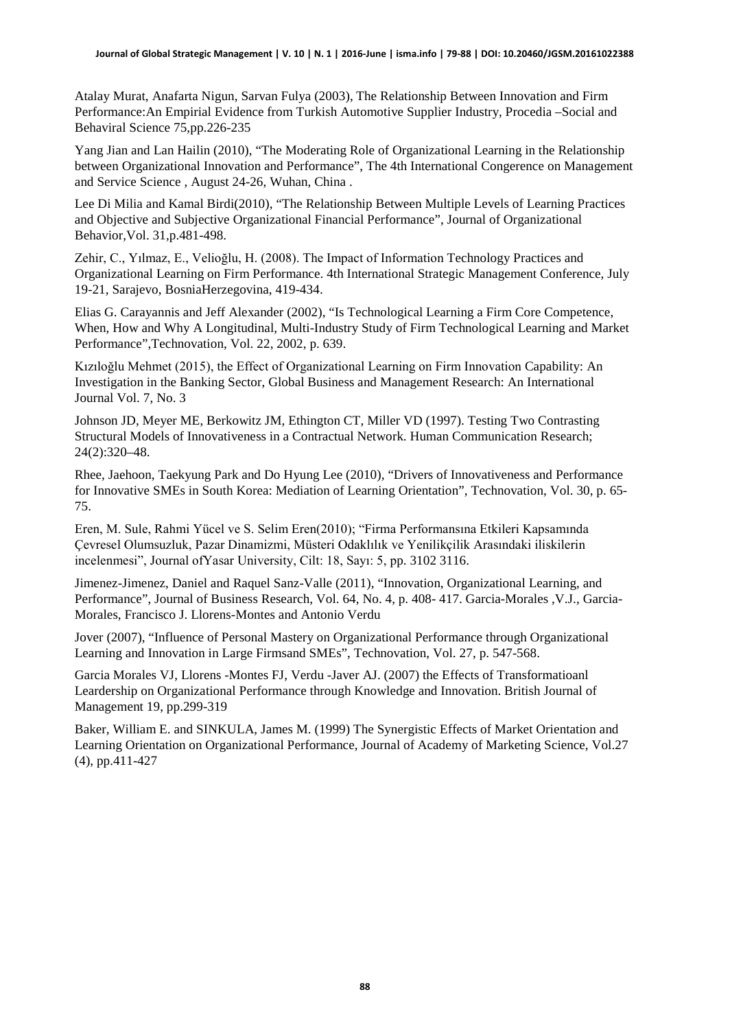Atalay Murat, Anafarta Nigun, Sarvan Fulya (2003), The Relationship Between Innovation and Firm Performance:An Empirial Evidence from Turkish Automotive Supplier Industry, Procedia –Social and Behaviral Science 75,pp.226-235

Yang Jian and Lan Hailin (2010), "The Moderating Role of Organizational Learning in the Relationship between Organizational Innovation and Performance", The 4th International Congerence on Management and Service Science , August 24-26, Wuhan, China .

Lee Di Milia and Kamal Birdi(2010), "The Relationship Between Multiple Levels of Learning Practices and Objective and Subjective Organizational Financial Performance", Journal of Organizational Behavior,Vol. 31,p.481-498.

Zehir, C., Yılmaz, E., Velioğlu, H. (2008). The Impact of Information Technology Practices and Organizational Learning on Firm Performance. 4th International Strategic Management Conference, July 19-21, Sarajevo, BosniaHerzegovina, 419-434.

Elias G. Carayannis and Jeff Alexander (2002), "Is Technological Learning a Firm Core Competence, When, How and Why A Longitudinal, Multi-Industry Study of Firm Technological Learning and Market Performance",Technovation, Vol. 22, 2002, p. 639.

Kızıloğlu Mehmet (2015), the Effect of Organizational Learning on Firm Innovation Capability: An Investigation in the Banking Sector, Global Business and Management Research: An International Journal Vol. 7, No. 3

Johnson JD, Meyer ME, Berkowitz JM, Ethington CT, Miller VD (1997). Testing Two Contrasting Structural Models of Innovativeness in a Contractual Network. Human Communication Research; 24(2):320–48.

Rhee, Jaehoon, Taekyung Park and Do Hyung Lee (2010), "Drivers of Innovativeness and Performance for Innovative SMEs in South Korea: Mediation of Learning Orientation", Technovation, Vol. 30, p. 65-75.

Eren, M. Sule, Rahmi Yücel ve S. Selim Eren(2010); "Firma Performansına Etkileri Kapsamında Çevresel Olumsuzluk, Pazar Dinamizmi, Müsteri Odaklılık ve Yenilikçilik Arasındaki iliskilerin incelenmesi", Journal ofYasar University, Cilt: 18, Sayı: 5, pp. 3102 3116.

Jimenez-Jimenez, Daniel and Raquel Sanz-Valle (2011), "Innovation, Organizational Learning, and Performance", Journal of Business Research, Vol. 64, No. 4, p. 408- 417. Garcia-Morales ,V.J., Garcia-Morales, Francisco J. Llorens-Montes and Antonio Verdu

Jover (2007), "Influence of Personal Mastery on Organizational Performance through Organizational Learning and Innovation in Large Firmsand SMEs", Technovation, Vol. 27, p. 547-568.

Garcia Morales VJ, Llorens -Montes FJ, Verdu -Javer AJ. (2007) the Effects of Transformatioanl Leardership on Organizational Performance through Knowledge and Innovation. British Journal of Management 19, pp.299-319

Baker, William E. and SINKULA, James M. (1999) The Synergistic Effects of Market Orientation and Learning Orientation on Organizational Performance, Journal of Academy of Marketing Science, Vol.27 (4), pp.411-427